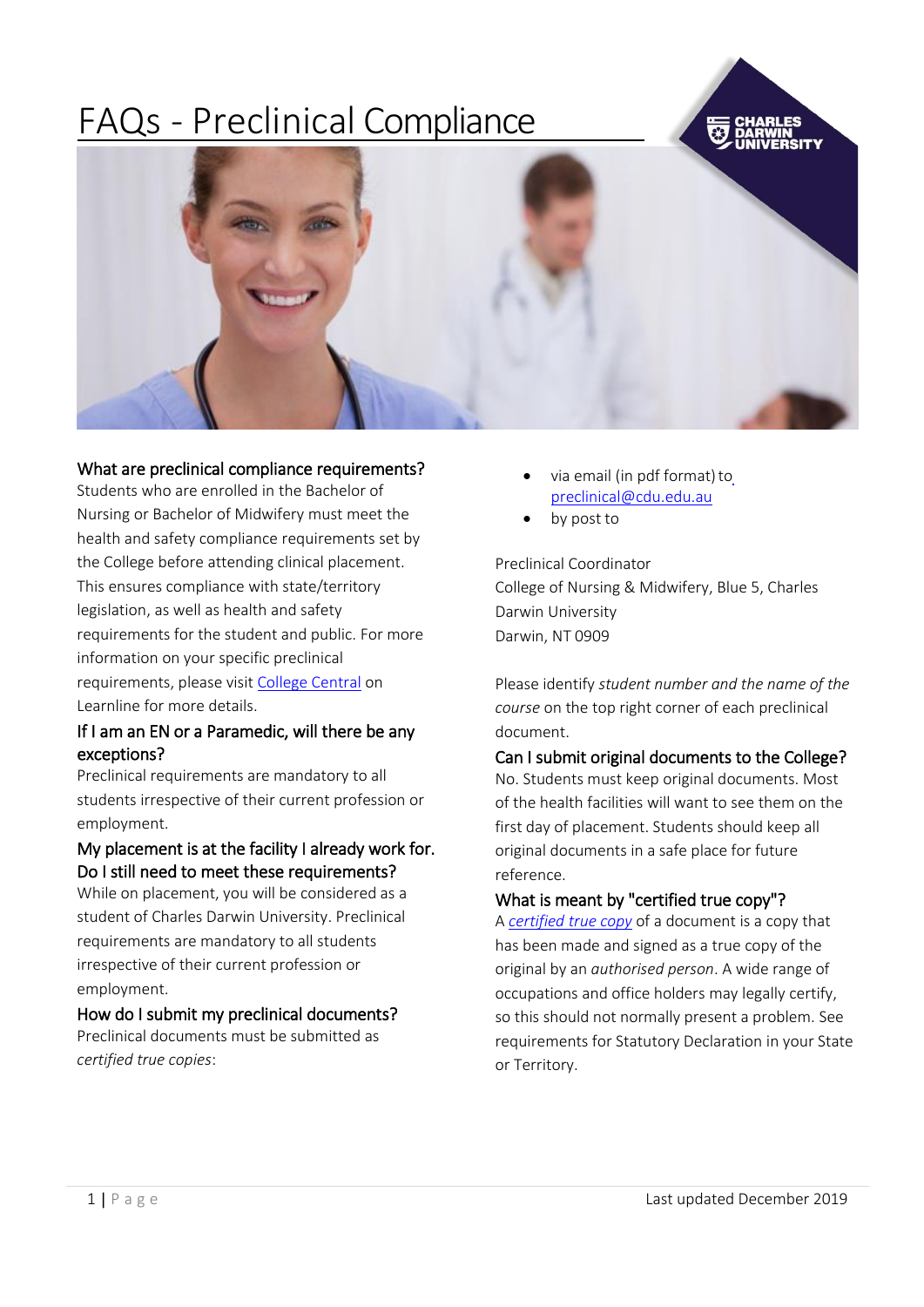# FAQs - Preclinical Compliance

## What are preclinical compliance requirements?

Students who are enrolled in the Bachelor of Nursing or Bachelor of Midwifery must meet the health and safety compliance requirements set by the College before attending clinical placement. This ensures compliance with state/territory legislation, as well as health and safety requirements for the student and public. For more information on your specific preclinical requirements, please visit College Central on Learnline for more details.

## If I am an EN or a Paramedic, will there be any exceptions?

Preclinical requirements are mandatory to all students irrespective of their current profession or employment.

## My placement is at the facility I already work for. Do I still need to meet these requirements?

While on placement, you will be considered as a student of Charles Darwin University. Preclinical requirements are mandatory to all students irrespective of their current profession or employment.

## How do I submit my preclinical documents?

Preclinical documents must be submitted as *certified true copies*:

- via email (in pdf format) to preclinical@cdu.edu.au
- by post to

Preclinical Coordinator
College of Nursing & Midwifery, Blue 5, Charles Darwin University
Darwin, NT 0909

Please identify *student number and the name of the course* on the top right corner of each preclinical document.

## Can I submit original documents to the College?

No. Students must keep original documents. Most of the health facilities will want to see them on the first day of placement. Students should keep all original documents in a safe place for future reference.

## What is meant by "certified true copy"?

A *certified true copy* of a document is a copy that has been made and signed as a true copy of the original by an *authorised person*. A wide range of occupations and office holders may legally certify, so this should not normally present a problem. See requirements for Statutory Declaration in your State or Territory.

Last updated December 2019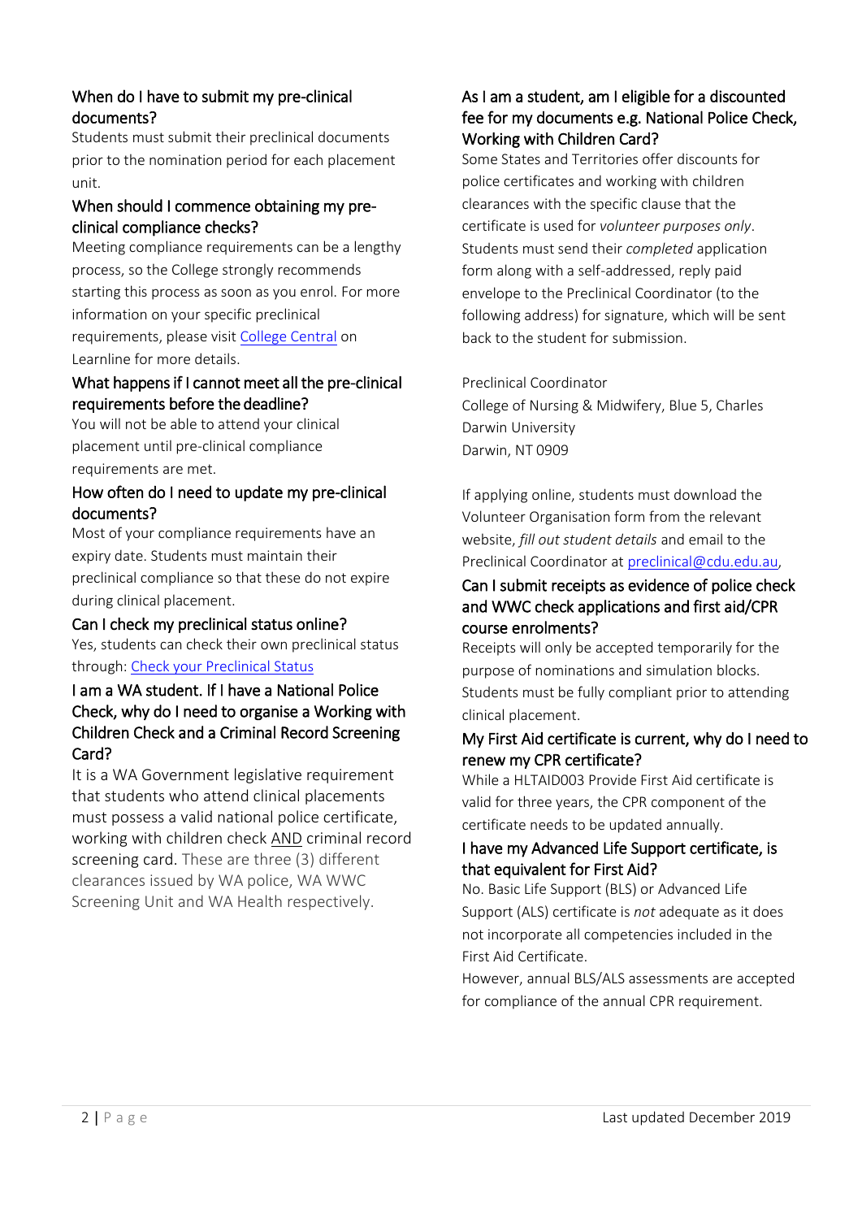### When do I have to submit my pre-clinical documents?

Students must submit their preclinical documents prior to the nomination period for each placement unit.

### When should I commence obtaining my pre-clinical compliance checks?

Meeting compliance requirements can be a lengthy process, so the College strongly recommends starting this process as soon as you enrol. For more information on your specific preclinical requirements, please visit [College Central]() on Learnline for more details.

### What happens if I cannot meet all the pre-clinical requirements before the deadline?

You will not be able to attend your clinical placement until pre-clinical compliance requirements are met.

### How often do I need to update my pre-clinical documents?

Most of your compliance requirements have an expiry date. Students must maintain their preclinical compliance so that these do not expire during clinical placement.

### Can I check my preclinical status online?

Yes, students can check their own preclinical status through: [Check your Preclinical Status]()

### I am a WA student. If I have a National Police Check, why do I need to organise a Working with Children Check and a Criminal Record Screening Card?

It is a WA Government legislative requirement that students who attend clinical placements must possess a valid national police certificate, working with children check AND criminal record screening card. These are three (3) different clearances issued by WA police, WA WWC Screening Unit and WA Health respectively.

### As I am a student, am I eligible for a discounted fee for my documents e.g. National Police Check, Working with Children Card?

Some States and Territories offer discounts for police certificates and working with children clearances with the specific clause that the certificate is used for *volunteer purposes only*. Students must send their *completed* application form along with a self-addressed, reply paid envelope to the Preclinical Coordinator (to the following address) for signature, which will be sent back to the student for submission.

Preclinical Coordinator
College of Nursing & Midwifery, Blue 5, Charles Darwin University
Darwin, NT 0909

If applying online, students must download the Volunteer Organisation form from the relevant website, *fill out student details* and email to the Preclinical Coordinator at [preclinical@cdu.edu.au](mailto:preclinical@cdu.edu.au),

### Can I submit receipts as evidence of police check and WWC check applications and first aid/CPR course enrolments?

Receipts will only be accepted temporarily for the purpose of nominations and simulation blocks. Students must be fully compliant prior to attending clinical placement.

### My First Aid certificate is current, why do I need to renew my CPR certificate?

While a HLTAID003 Provide First Aid certificate is valid for three years, the CPR component of the certificate needs to be updated annually.

### I have my Advanced Life Support certificate, is that equivalent for First Aid?

No. Basic Life Support (BLS) or Advanced Life Support (ALS) certificate is *not* adequate as it does not incorporate all competencies included in the First Aid Certificate.
However, annual BLS/ALS assessments are accepted for compliance of the annual CPR requirement.

Last updated December 2019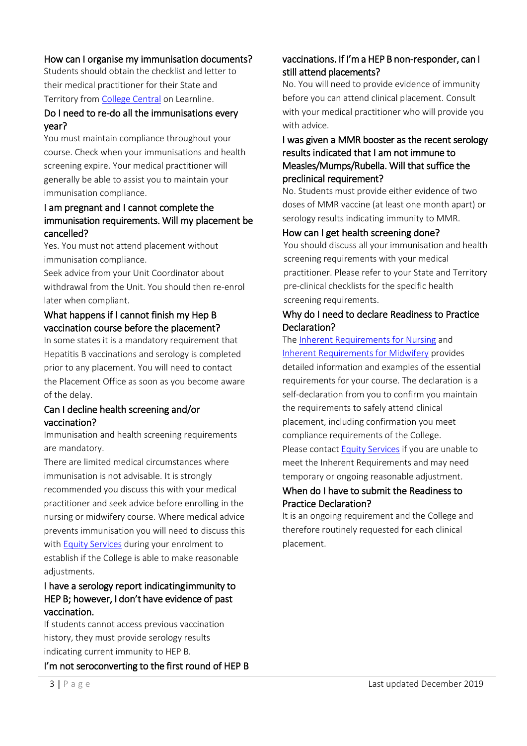### How can I organise my immunisation documents?

Students should obtain the checklist and letter to their medical practitioner for their State and Territory from [College Central]() on Learnline.

### Do I need to re-do all the immunisations every year?

You must maintain compliance throughout your course. Check when your immunisations and health screening expire. Your medical practitioner will generally be able to assist you to maintain your immunisation compliance.

### I am pregnant and I cannot complete the immunisation requirements. Will my placement be cancelled?

Yes. You must not attend placement without immunisation compliance.

Seek advice from your Unit Coordinator about withdrawal from the Unit. You should then re-enrol later when compliant.

### What happens if I cannot finish my Hep B vaccination course before the placement?

In some states it is a mandatory requirement that Hepatitis B vaccinations and serology is completed prior to any placement. You will need to contact the Placement Office as soon as you become aware of the delay.

### Can I decline health screening and/or vaccination?

Immunisation and health screening requirements are mandatory.

There are limited medical circumstances where immunisation is not advisable. It is strongly recommended you discuss this with your medical practitioner and seek advice before enrolling in the nursing or midwifery course. Where medical advice prevents immunisation you will need to discuss this with [Equity Services]() during your enrolment to establish if the College is able to make reasonable adjustments.

### I have a serology report indicating immunity to HEP B; however, I don't have evidence of past vaccination.

If students cannot access previous vaccination history, they must provide serology results indicating current immunity to HEP B.

### I'm not seroconverting to the first round of HEP B vaccinations. If I'm a HEP B non-responder, can I still attend placements?

No. You will need to provide evidence of immunity before you can attend clinical placement. Consult with your medical practitioner who will provide you with advice.

### I was given a MMR booster as the recent serology results indicated that I am not immune to Measles/Mumps/Rubella. Will that suffice the preclinical requirement?

No. Students must provide either evidence of two doses of MMR vaccine (at least one month apart) or serology results indicating immunity to MMR.

### How can I get health screening done?

You should discuss all your immunisation and health screening requirements with your medical practitioner. Please refer to your State and Territory pre-clinical checklists for the specific health screening requirements.

### Why do I need to declare Readiness to Practice Declaration?

The [Inherent Requirements for Nursing]() and [Inherent Requirements for Midwifery]() provides detailed information and examples of the essential requirements for your course. The declaration is a self-declaration from you to confirm you maintain the requirements to safely attend clinical placement, including confirmation you meet compliance requirements of the College.

Please contact [Equity Services]() if you are unable to meet the Inherent Requirements and may need temporary or ongoing reasonable adjustment.

### When do I have to submit the Readiness to Practice Declaration?

It is an ongoing requirement and the College and therefore routinely requested for each clinical placement.

Last updated December 2019